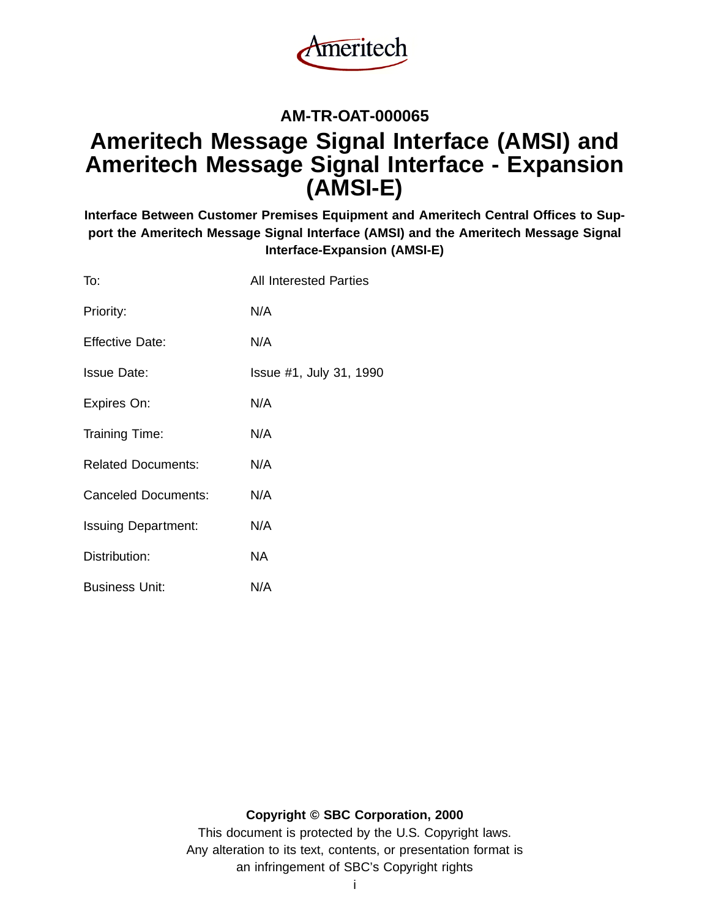Ameritech

**AM-TR-OAT-000065**

# Ameritech Message Signal Interface (AMSI) and Ameritech Message Signal Interface - Expansion (AMSI-E)

**Interface Between Customer Premises Equipment and Ameritech Central Offices to Support the Ameritech Message Signal Interface (AMSI) and the Ameritech Message Signal Interface-Expansion (AMSI-E)**

| | |
|---|---|
| To: | All Interested Parties |
| Priority: | N/A |
| Effective Date: | N/A |
| Issue Date: | Issue #1, July 31, 1990 |
| Expires On: | N/A |
| Training Time: | N/A |
| Related Documents: | N/A |
| Canceled Documents: | N/A |
| Issuing Department: | N/A |
| Distribution: | NA |
| Business Unit: | N/A |

**Copyright © SBC Corporation, 2000**

This document is protected by the U.S. Copyright laws.
Any alteration to its text, contents, or presentation format is an infringement of SBC's Copyright rights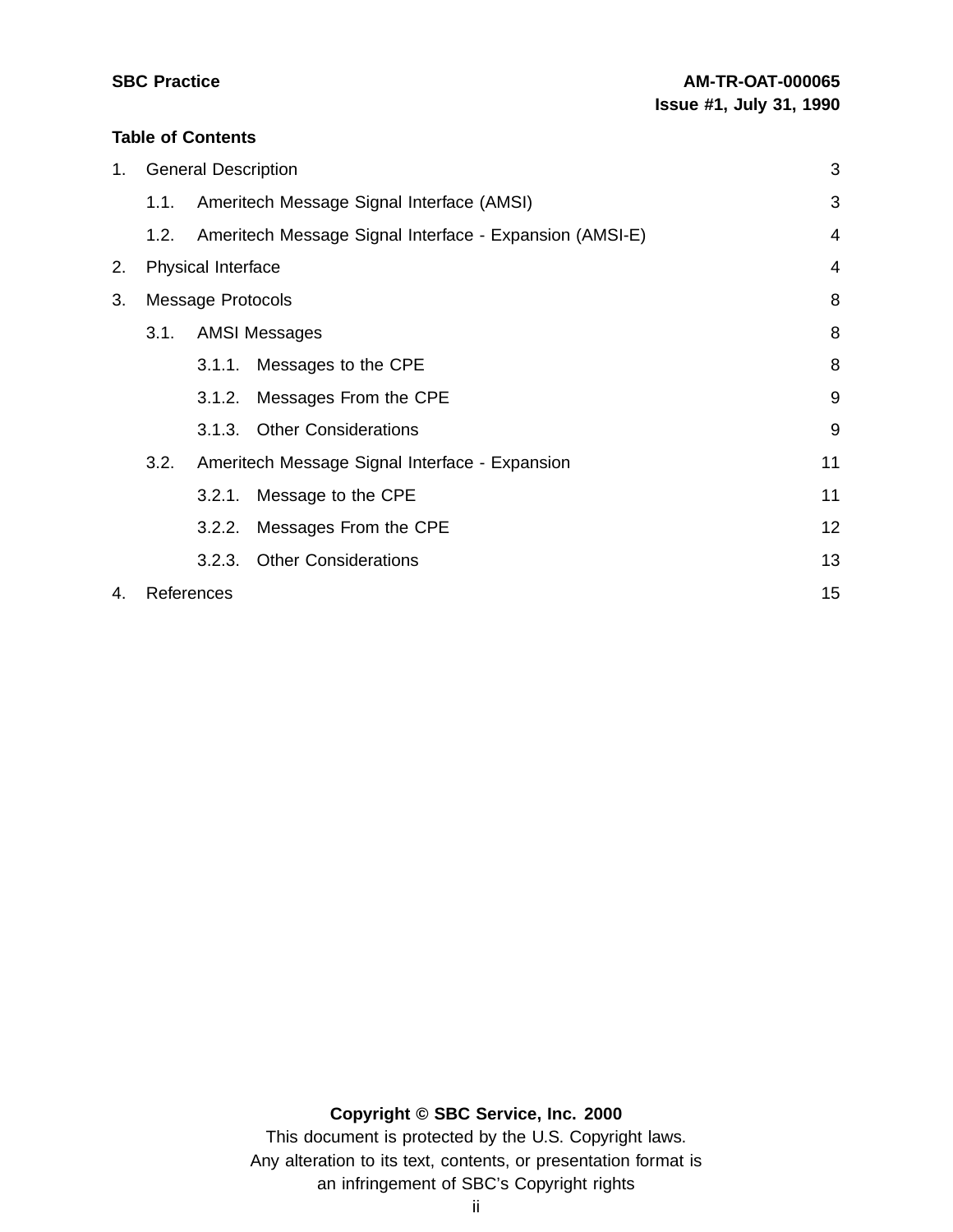**Table of Contents**

1. General Description 3
   - 1.1. Ameritech Message Signal Interface (AMSI) 3
   - 1.2. Ameritech Message Signal Interface - Expansion (AMSI-E) 4
2. Physical Interface 4
3. Message Protocols 8
   - 3.1. AMSI Messages 8
     - 3.1.1. Messages to the CPE 8
     - 3.1.2. Messages From the CPE 9
     - 3.1.3. Other Considerations 9
   - 3.2. Ameritech Message Signal Interface - Expansion 11
     - 3.2.1. Message to the CPE 11
     - 3.2.2. Messages From the CPE 12
     - 3.2.3. Other Considerations 13
4. References 15

**Copyright © SBC Service, Inc. 2000**

This document is protected by the U.S. Copyright laws.
Any alteration to its text, contents, or presentation format is an infringement of SBC's Copyright rights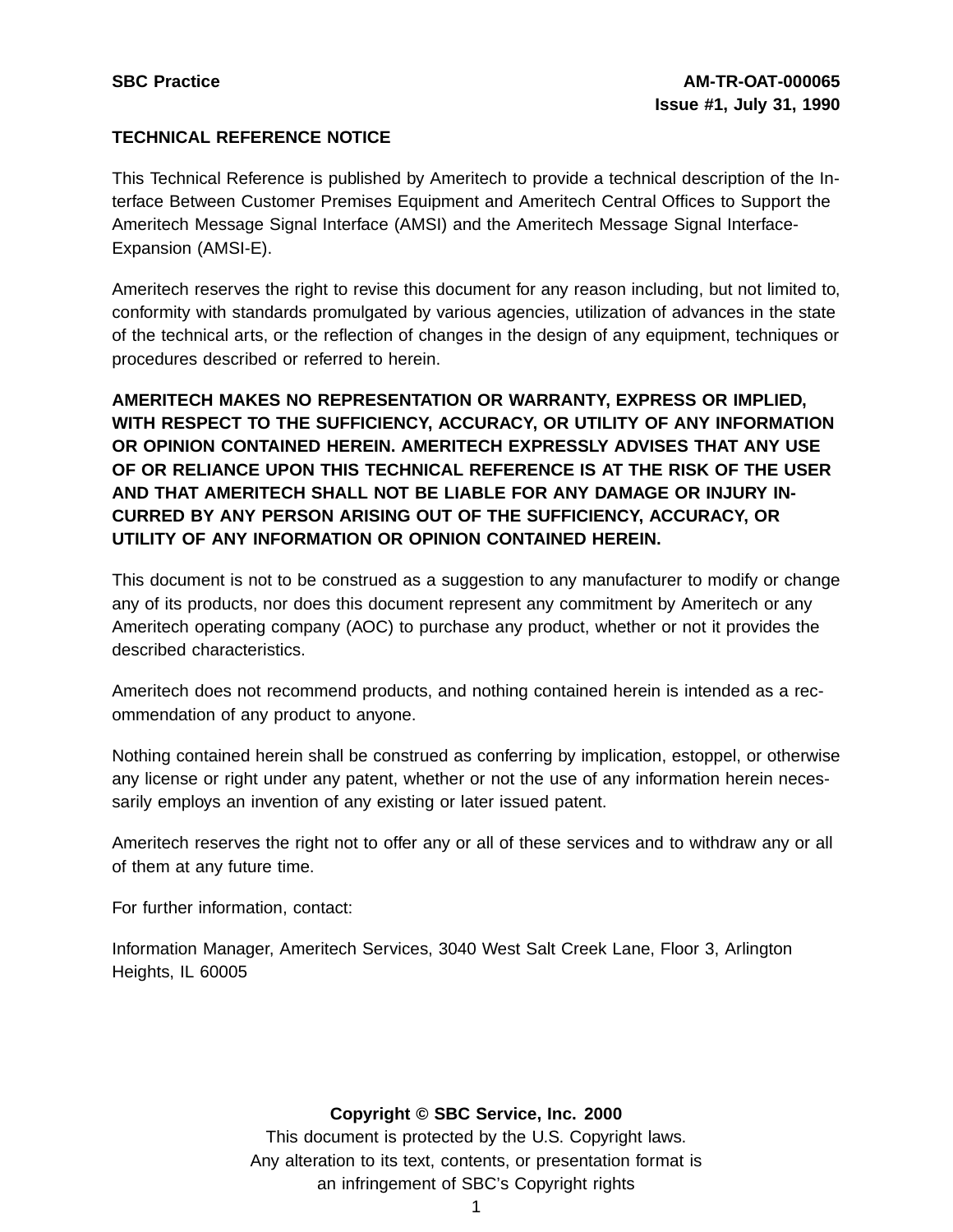**TECHNICAL REFERENCE NOTICE**

This Technical Reference is published by Ameritech to provide a technical description of the Interface Between Customer Premises Equipment and Ameritech Central Offices to Support the Ameritech Message Signal Interface (AMSI) and the Ameritech Message Signal Interface-Expansion (AMSI-E).

Ameritech reserves the right to revise this document for any reason including, but not limited to, conformity with standards promulgated by various agencies, utilization of advances in the state of the technical arts, or the reflection of changes in the design of any equipment, techniques or procedures described or referred to herein.

**AMERITECH MAKES NO REPRESENTATION OR WARRANTY, EXPRESS OR IMPLIED, WITH RESPECT TO THE SUFFICIENCY, ACCURACY, OR UTILITY OF ANY INFORMATION OR OPINION CONTAINED HEREIN. AMERITECH EXPRESSLY ADVISES THAT ANY USE OF OR RELIANCE UPON THIS TECHNICAL REFERENCE IS AT THE RISK OF THE USER AND THAT AMERITECH SHALL NOT BE LIABLE FOR ANY DAMAGE OR INJURY INCURRED BY ANY PERSON ARISING OUT OF THE SUFFICIENCY, ACCURACY, OR UTILITY OF ANY INFORMATION OR OPINION CONTAINED HEREIN.**

This document is not to be construed as a suggestion to any manufacturer to modify or change any of its products, nor does this document represent any commitment by Ameritech or any Ameritech operating company (AOC) to purchase any product, whether or not it provides the described characteristics.

Ameritech does not recommend products, and nothing contained herein is intended as a recommendation of any product to anyone.

Nothing contained herein shall be construed as conferring by implication, estoppel, or otherwise any license or right under any patent, whether or not the use of any information herein necessarily employs an invention of any existing or later issued patent.

Ameritech reserves the right not to offer any or all of these services and to withdraw any or all of them at any future time.

For further information, contact:

Information Manager, Ameritech Services, 3040 West Salt Creek Lane, Floor 3, Arlington Heights, IL 60005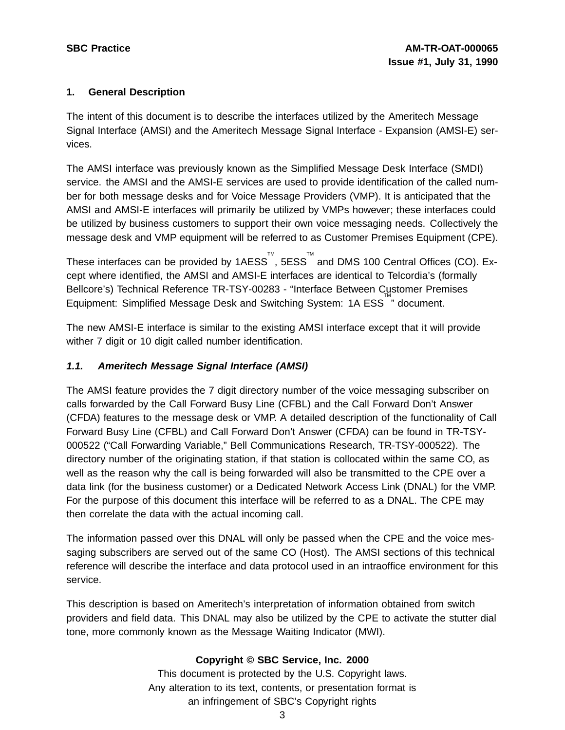## 1. General Description

The intent of this document is to describe the interfaces utilized by the Ameritech Message Signal Interface (AMSI) and the Ameritech Message Signal Interface - Expansion (AMSI-E) services.

The AMSI interface was previously known as the Simplified Message Desk Interface (SMDI) service. the AMSI and the AMSI-E services are used to provide identification of the called number for both message desks and for Voice Message Providers (VMP). It is anticipated that the AMSI and AMSI-E interfaces will primarily be utilized by VMPs however; these interfaces could be utilized by business customers to support their own voice messaging needs. Collectively the message desk and VMP equipment will be referred to as Customer Premises Equipment (CPE).

These interfaces can be provided by 1AESS™, 5ESS™ and DMS 100 Central Offices (CO). Except where identified, the AMSI and AMSI-E interfaces are identical to Telcordia's (formally Bellcore's) Technical Reference TR-TSY-00283 - "Interface Between Customer Premises Equipment: Simplified Message Desk and Switching System: 1A ESS™" document.

The new AMSI-E interface is similar to the existing AMSI interface except that it will provide wither 7 digit or 10 digit called number identification.

### *1.1. Ameritech Message Signal Interface (AMSI)*

The AMSI feature provides the 7 digit directory number of the voice messaging subscriber on calls forwarded by the Call Forward Busy Line (CFBL) and the Call Forward Don't Answer (CFDA) features to the message desk or VMP. A detailed description of the functionality of Call Forward Busy Line (CFBL) and Call Forward Don't Answer (CFDA) can be found in TR-TSY-000522 ("Call Forwarding Variable," Bell Communications Research, TR-TSY-000522). The directory number of the originating station, if that station is collocated within the same CO, as well as the reason why the call is being forwarded will also be transmitted to the CPE over a data link (for the business customer) or a Dedicated Network Access Link (DNAL) for the VMP. For the purpose of this document this interface will be referred to as a DNAL. The CPE may then correlate the data with the actual incoming call.

The information passed over this DNAL will only be passed when the CPE and the voice messaging subscribers are served out of the same CO (Host). The AMSI sections of this technical reference will describe the interface and data protocol used in an intraoffice environment for this service.

This description is based on Ameritech's interpretation of information obtained from switch providers and field data. This DNAL may also be utilized by the CPE to activate the stutter dial tone, more commonly known as the Message Waiting Indicator (MWI).

**Copyright © SBC Service, Inc. 2000**
This document is protected by the U.S. Copyright laws.
Any alteration to its text, contents, or presentation format is
an infringement of SBC's Copyright rights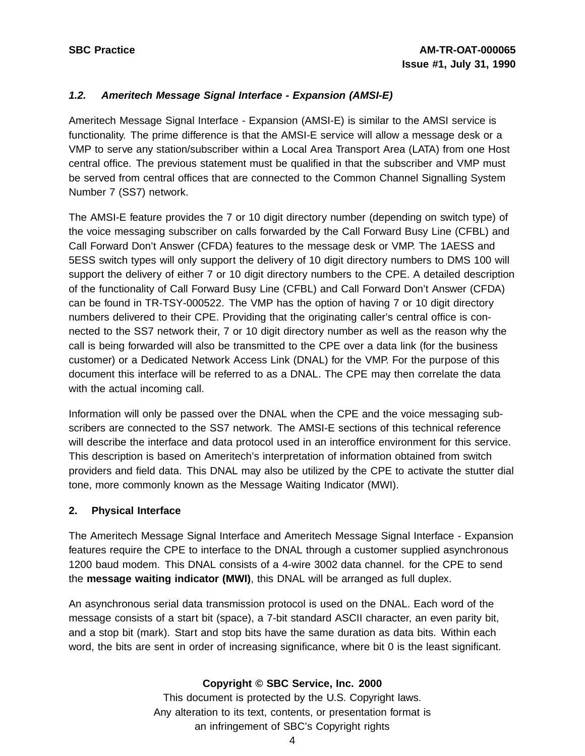### *1.2. Ameritech Message Signal Interface - Expansion (AMSI-E)*

Ameritech Message Signal Interface - Expansion (AMSI-E) is similar to the AMSI service is functionality. The prime difference is that the AMSI-E service will allow a message desk or a VMP to serve any station/subscriber within a Local Area Transport Area (LATA) from one Host central office. The previous statement must be qualified in that the subscriber and VMP must be served from central offices that are connected to the Common Channel Signalling System Number 7 (SS7) network.

The AMSI-E feature provides the 7 or 10 digit directory number (depending on switch type) of the voice messaging subscriber on calls forwarded by the Call Forward Busy Line (CFBL) and Call Forward Don't Answer (CFDA) features to the message desk or VMP. The 1AESS and 5ESS switch types will only support the delivery of 10 digit directory numbers to DMS 100 will support the delivery of either 7 or 10 digit directory numbers to the CPE. A detailed description of the functionality of Call Forward Busy Line (CFBL) and Call Forward Don't Answer (CFDA) can be found in TR-TSY-000522. The VMP has the option of having 7 or 10 digit directory numbers delivered to their CPE. Providing that the originating caller's central office is connected to the SS7 network their, 7 or 10 digit directory number as well as the reason why the call is being forwarded will also be transmitted to the CPE over a data link (for the business customer) or a Dedicated Network Access Link (DNAL) for the VMP. For the purpose of this document this interface will be referred to as a DNAL. The CPE may then correlate the data with the actual incoming call.

Information will only be passed over the DNAL when the CPE and the voice messaging subscribers are connected to the SS7 network. The AMSI-E sections of this technical reference will describe the interface and data protocol used in an interoffice environment for this service. This description is based on Ameritech's interpretation of information obtained from switch providers and field data. This DNAL may also be utilized by the CPE to activate the stutter dial tone, more commonly known as the Message Waiting Indicator (MWI).

## 2. Physical Interface

The Ameritech Message Signal Interface and Ameritech Message Signal Interface - Expansion features require the CPE to interface to the DNAL through a customer supplied asynchronous 1200 baud modem. This DNAL consists of a 4-wire 3002 data channel. for the CPE to send the **message waiting indicator (MWI)**, this DNAL will be arranged as full duplex.

An asynchronous serial data transmission protocol is used on the DNAL. Each word of the message consists of a start bit (space), a 7-bit standard ASCII character, an even parity bit, and a stop bit (mark). Start and stop bits have the same duration as data bits. Within each word, the bits are sent in order of increasing significance, where bit 0 is the least significant.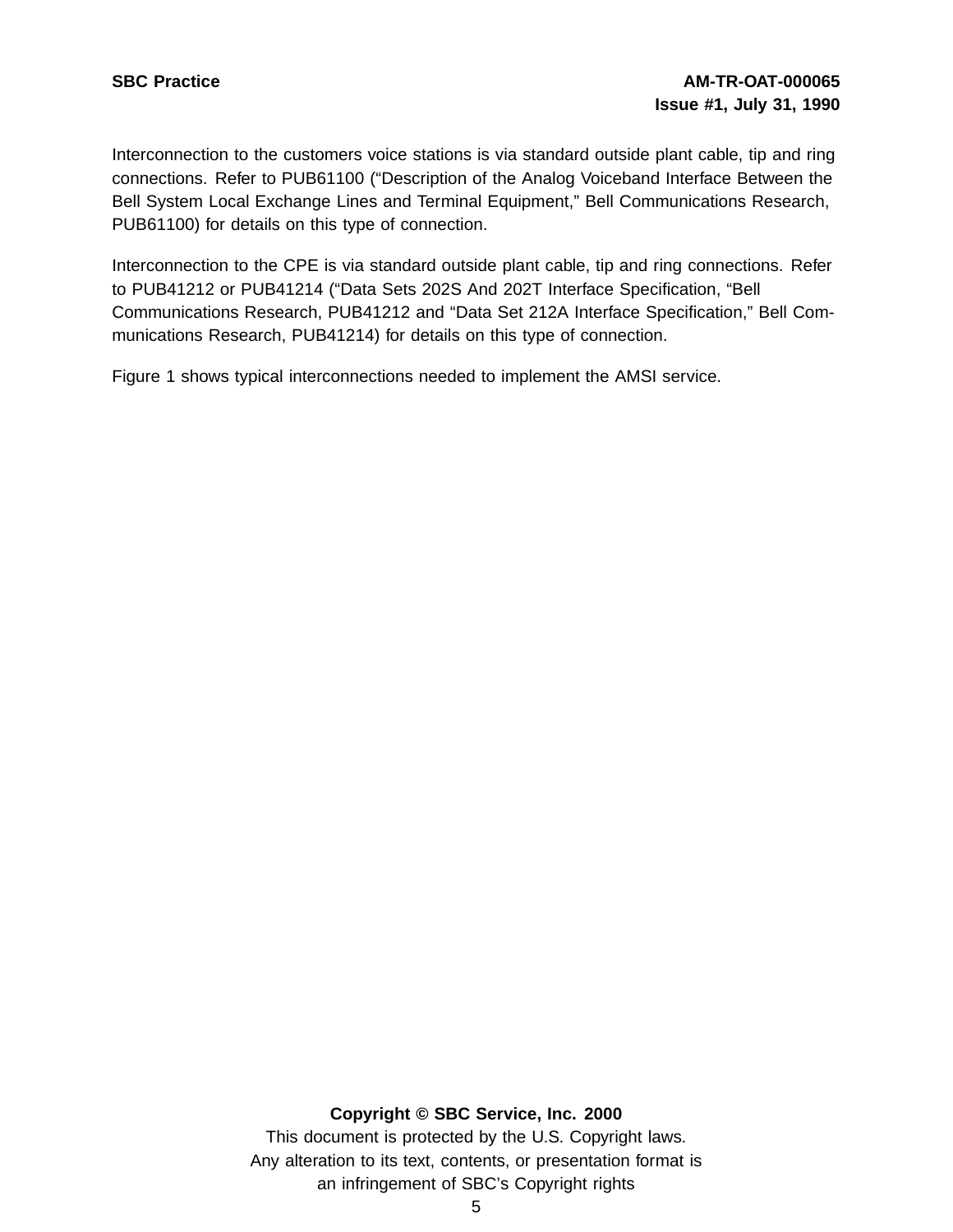Interconnection to the customers voice stations is via standard outside plant cable, tip and ring connections. Refer to PUB61100 (“Description of the Analog Voiceband Interface Between the Bell System Local Exchange Lines and Terminal Equipment,” Bell Communications Research, PUB61100) for details on this type of connection.

Interconnection to the CPE is via standard outside plant cable, tip and ring connections. Refer to PUB41212 or PUB41214 (“Data Sets 202S And 202T Interface Specification, “Bell Communications Research, PUB41212 and “Data Set 212A Interface Specification,” Bell Communications Research, PUB41214) for details on this type of connection.

Figure 1 shows typical interconnections needed to implement the AMSI service.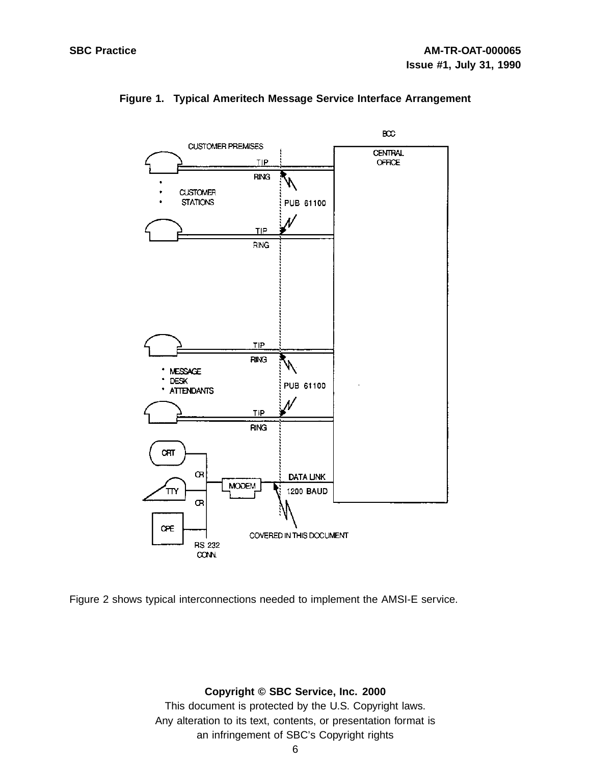**Figure 1. Typical Ameritech Message Service Interface Arrangement**

Figure 2 shows typical interconnections needed to implement the AMSI-E service.

**Copyright © SBC Service, Inc. 2000**

This document is protected by the U.S. Copyright laws.
Any alteration to its text, contents, or presentation format is
an infringement of SBC's Copyright rights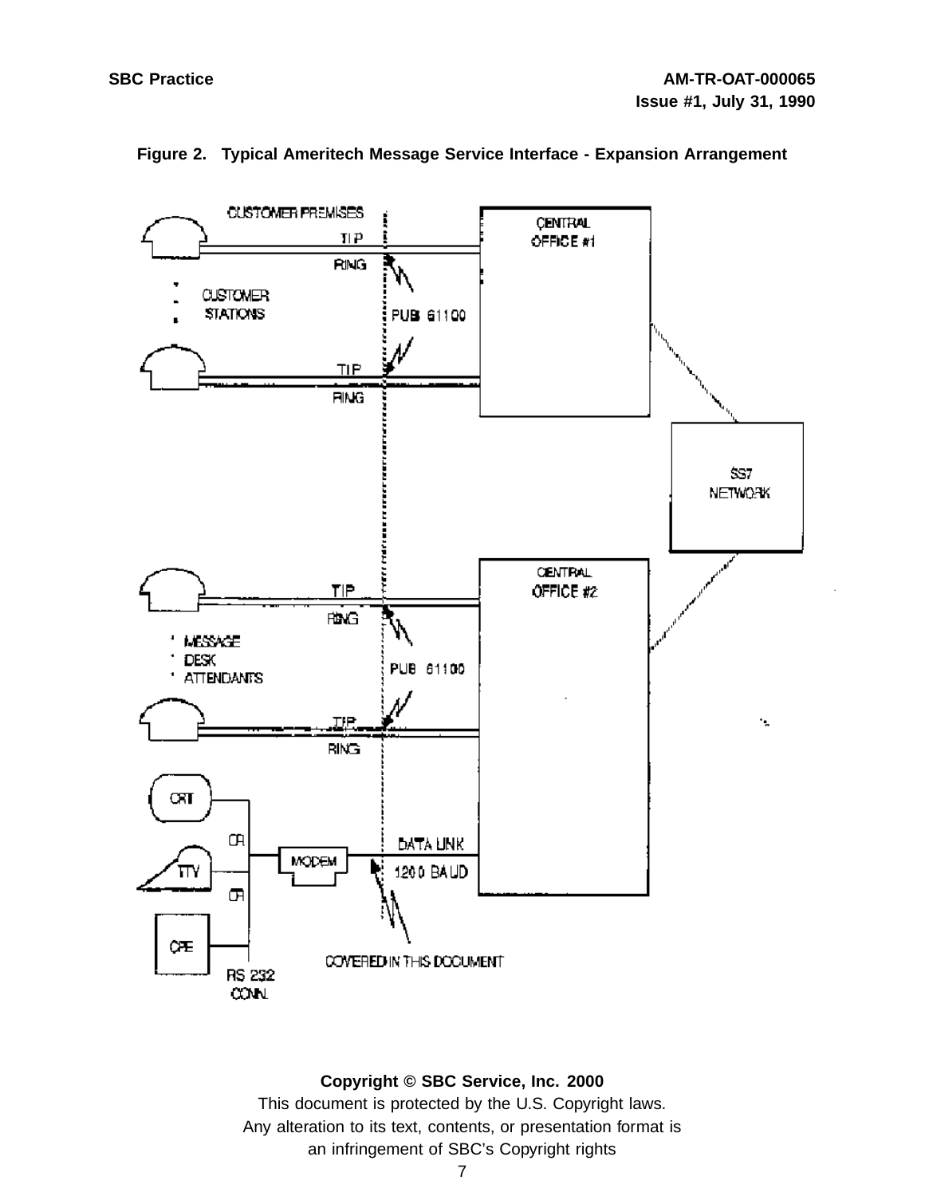**Figure 2. Typical Ameritech Message Service Interface - Expansion Arrangement**

CUSTOMER PREMISES

TIP

RING

CUSTOMER STATIONS

PUB 61100

TIP

RING

CENTRAL OFFICE #1

SS7 NETWORK

CENTRAL OFFICE #2

TIP

RING

MESSAGE DESK ATTENDANTS

PUB 61100

TIP

RING

CRT

OR

TTY

OR

CPE

RS 232 CONN.

MODEM

DATA LINK 1200 BAUD

COVERED IN THIS DOCUMENT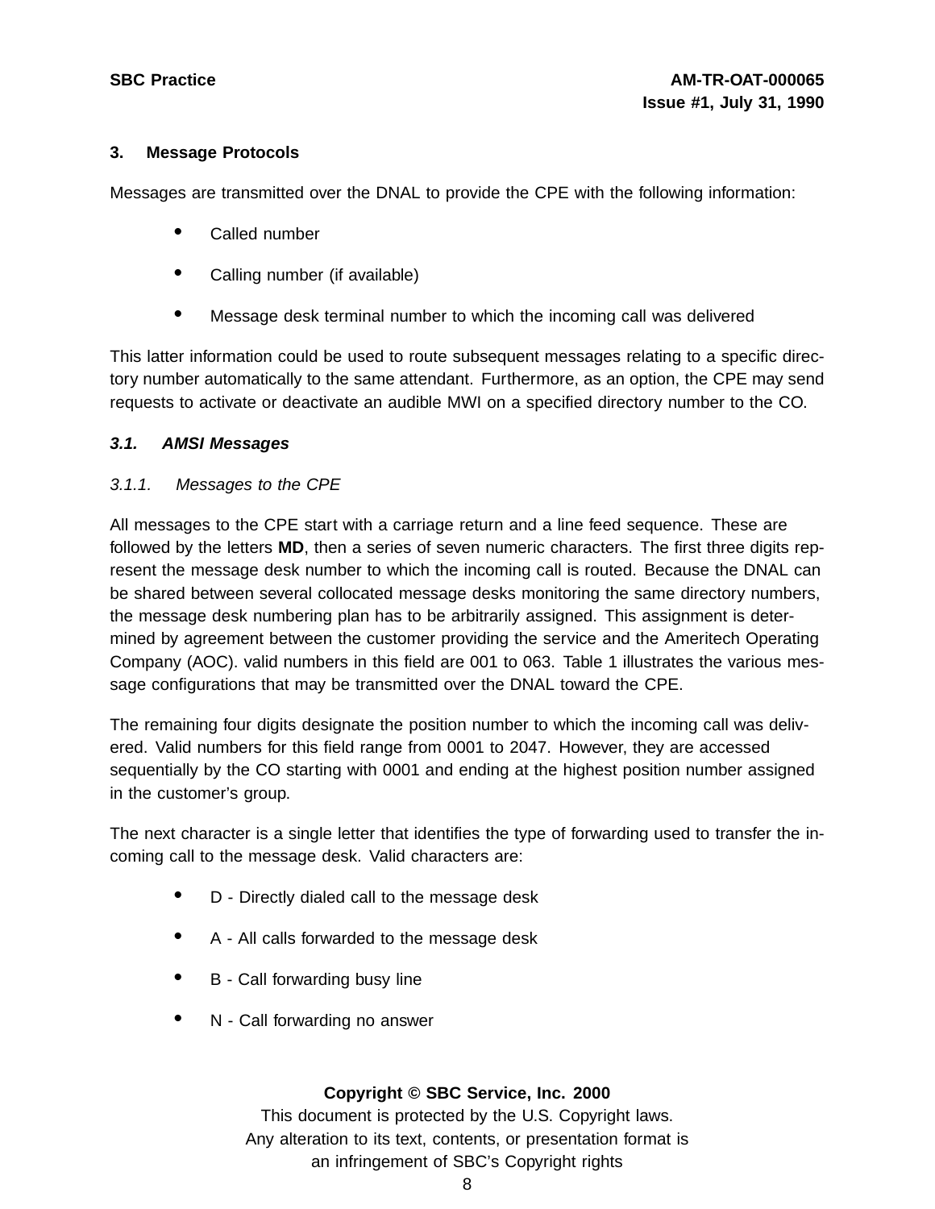## 3. Message Protocols

Messages are transmitted over the DNAL to provide the CPE with the following information:

- Called number
- Calling number (if available)
- Message desk terminal number to which the incoming call was delivered

This latter information could be used to route subsequent messages relating to a specific directory number automatically to the same attendant. Furthermore, as an option, the CPE may send requests to activate or deactivate an audible MWI on a specified directory number to the CO.

### *3.1. AMSI Messages*

#### *3.1.1. Messages to the CPE*

All messages to the CPE start with a carriage return and a line feed sequence. These are followed by the letters **MD**, then a series of seven numeric characters. The first three digits represent the message desk number to which the incoming call is routed. Because the DNAL can be shared between several collocated message desks monitoring the same directory numbers, the message desk numbering plan has to be arbitrarily assigned. This assignment is determined by agreement between the customer providing the service and the Ameritech Operating Company (AOC). valid numbers in this field are 001 to 063. Table 1 illustrates the various message configurations that may be transmitted over the DNAL toward the CPE.

The remaining four digits designate the position number to which the incoming call was delivered. Valid numbers for this field range from 0001 to 2047. However, they are accessed sequentially by the CO starting with 0001 and ending at the highest position number assigned in the customer's group.

The next character is a single letter that identifies the type of forwarding used to transfer the incoming call to the message desk. Valid characters are:

- D - Directly dialed call to the message desk
- A - All calls forwarded to the message desk
- B - Call forwarding busy line
- N - Call forwarding no answer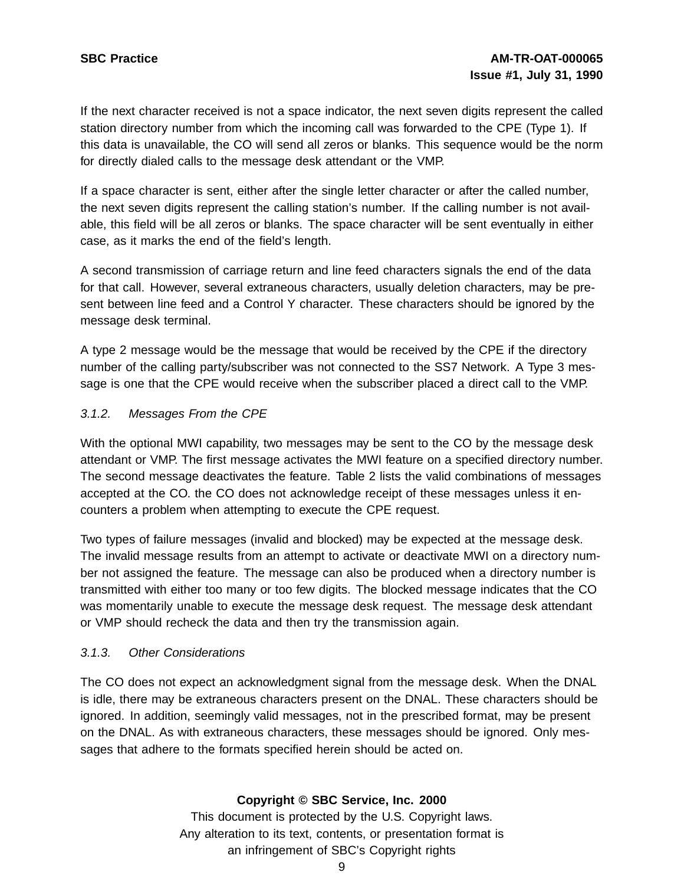If the next character received is not a space indicator, the next seven digits represent the called station directory number from which the incoming call was forwarded to the CPE (Type 1). If this data is unavailable, the CO will send all zeros or blanks. This sequence would be the norm for directly dialed calls to the message desk attendant or the VMP.

If a space character is sent, either after the single letter character or after the called number, the next seven digits represent the calling station's number. If the calling number is not available, this field will be all zeros or blanks. The space character will be sent eventually in either case, as it marks the end of the field's length.

A second transmission of carriage return and line feed characters signals the end of the data for that call. However, several extraneous characters, usually deletion characters, may be present between line feed and a Control Y character. These characters should be ignored by the message desk terminal.

A type 2 message would be the message that would be received by the CPE if the directory number of the calling party/subscriber was not connected to the SS7 Network. A Type 3 message is one that the CPE would receive when the subscriber placed a direct call to the VMP.

### *3.1.2. Messages From the CPE*

With the optional MWI capability, two messages may be sent to the CO by the message desk attendant or VMP. The first message activates the MWI feature on a specified directory number. The second message deactivates the feature. Table 2 lists the valid combinations of messages accepted at the CO. the CO does not acknowledge receipt of these messages unless it encounters a problem when attempting to execute the CPE request.

Two types of failure messages (invalid and blocked) may be expected at the message desk. The invalid message results from an attempt to activate or deactivate MWI on a directory number not assigned the feature. The message can also be produced when a directory number is transmitted with either too many or too few digits. The blocked message indicates that the CO was momentarily unable to execute the message desk request. The message desk attendant or VMP should recheck the data and then try the transmission again.

### *3.1.3. Other Considerations*

The CO does not expect an acknowledgment signal from the message desk. When the DNAL is idle, there may be extraneous characters present on the DNAL. These characters should be ignored. In addition, seemingly valid messages, not in the prescribed format, may be present on the DNAL. As with extraneous characters, these messages should be ignored. Only messages that adhere to the formats specified herein should be acted on.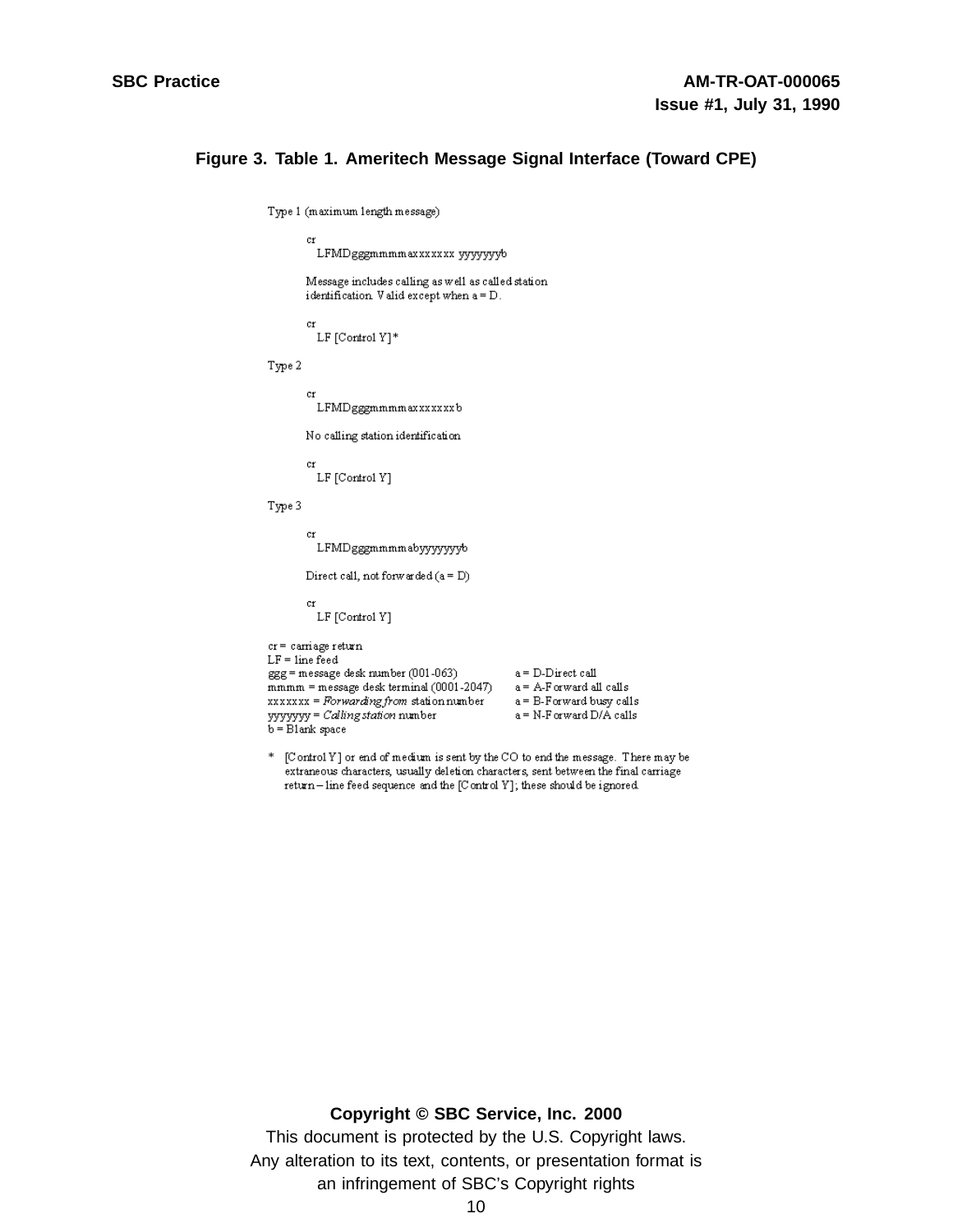**Figure 3. Table 1. Ameritech Message Signal Interface (Toward CPE)**

Type 1 (maximum length message)

```
cr
  LFMDgggmmmmaxxxxxxx yyyyyyyb
```

Message includes calling as well as called station identification. Valid except when a = D.

```
cr
  LF [Control Y]*
```

Type 2

```
cr
  LFMDgggmmmmaxxxxxxxb
```

No calling station identification

```
cr
  LF [Control Y]
```

Type 3

```
cr
  LFMDgggmmmmabyyyyyyyb
```

Direct call, not forwarded (a = D)

```
cr
  LF [Control Y]
```

cr = carriage return
LF = line feed
ggg = message desk number (001-063)
mmmm = message desk terminal (0001-2047)
xxxxxxx = *Forwarding from* station number
yyyyyyy = *Calling station* number
b = Blank space

a = D-Direct call
a = A-Forward all calls
a = B-Forward busy calls
a = N-Forward D/A calls

\* [Control Y] or end of medium is sent by the CO to end the message. There may be extraneous characters, usually deletion characters, sent between the final carriage return – line feed sequence and the [Control Y]; these should be ignored.

**Copyright © SBC Service, Inc. 2000**

This document is protected by the U.S. Copyright laws.
Any alteration to its text, contents, or presentation format is
an infringement of SBC's Copyright rights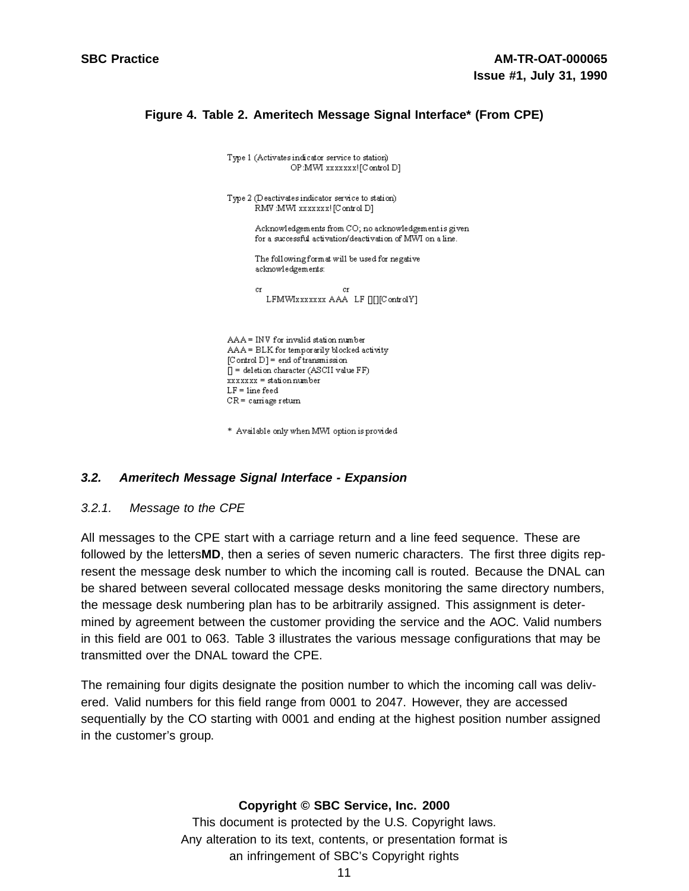**Figure 4. Table 2. Ameritech Message Signal Interface* (From CPE)**

```
Type 1 (Activates indicator service to station)
                OP:MWI xxxxxxx![Control D]

Type 2 (Deactivates indicator service to station)
        RMV:MWI xxxxxxx![Control D]

        Acknowledgements from CO; no acknowledgement is given
        for a successful activation/deactivation of MWI on a line.

        The following format will be used for negative
        acknowledgements:

        cr                          cr
           LFMWIxxxxxxx AAA   LF [][][ControlY]


AAA = INV for invalid station number
AAA = BLK for temporarily blocked activity
[Control D] = end of transmission
[] = deletion character (ASCII value FF)
xxxxxxx = station number
LF = line feed
CR = carriage return

* Available only when MWI option is provided
```

### *3.2. Ameritech Message Signal Interface - Expansion*

*3.2.1. Message to the CPE*

All messages to the CPE start with a carriage return and a line feed sequence. These are followed by the letters**MD**, then a series of seven numeric characters. The first three digits represent the message desk number to which the incoming call is routed. Because the DNAL can be shared between several collocated message desks monitoring the same directory numbers, the message desk numbering plan has to be arbitrarily assigned. This assignment is determined by agreement between the customer providing the service and the AOC. Valid numbers in this field are 001 to 063. Table 3 illustrates the various message configurations that may be transmitted over the DNAL toward the CPE.

The remaining four digits designate the position number to which the incoming call was delivered. Valid numbers for this field range from 0001 to 2047. However, they are accessed sequentially by the CO starting with 0001 and ending at the highest position number assigned in the customer's group.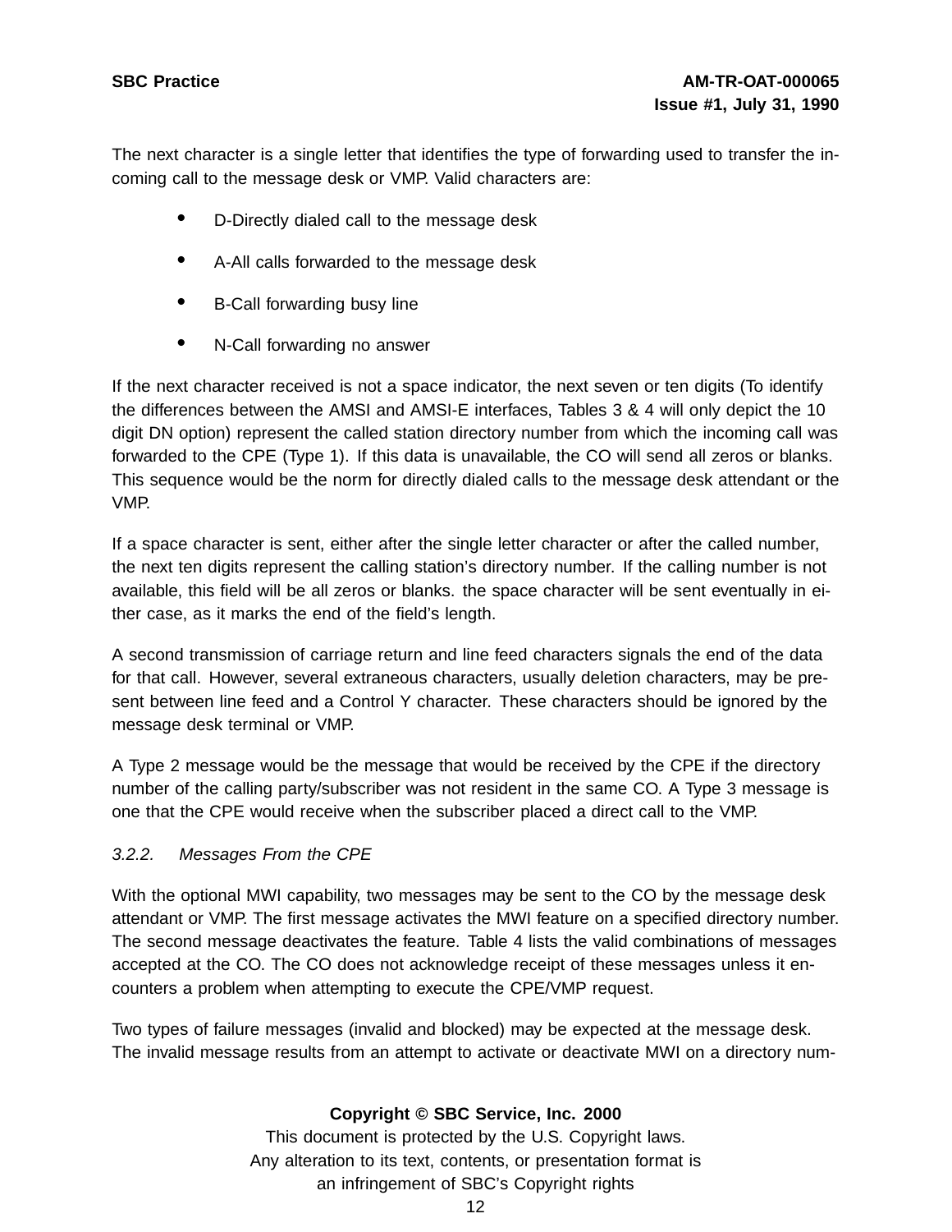The next character is a single letter that identifies the type of forwarding used to transfer the incoming call to the message desk or VMP. Valid characters are:

- D-Directly dialed call to the message desk
- A-All calls forwarded to the message desk
- B-Call forwarding busy line
- N-Call forwarding no answer

If the next character received is not a space indicator, the next seven or ten digits (To identify the differences between the AMSI and AMSI-E interfaces, Tables 3 & 4 will only depict the 10 digit DN option) represent the called station directory number from which the incoming call was forwarded to the CPE (Type 1). If this data is unavailable, the CO will send all zeros or blanks. This sequence would be the norm for directly dialed calls to the message desk attendant or the VMP.

If a space character is sent, either after the single letter character or after the called number, the next ten digits represent the calling station's directory number. If the calling number is not available, this field will be all zeros or blanks. the space character will be sent eventually in either case, as it marks the end of the field's length.

A second transmission of carriage return and line feed characters signals the end of the data for that call. However, several extraneous characters, usually deletion characters, may be present between line feed and a Control Y character. These characters should be ignored by the message desk terminal or VMP.

A Type 2 message would be the message that would be received by the CPE if the directory number of the calling party/subscriber was not resident in the same CO. A Type 3 message is one that the CPE would receive when the subscriber placed a direct call to the VMP.

*3.2.2. Messages From the CPE*

With the optional MWI capability, two messages may be sent to the CO by the message desk attendant or VMP. The first message activates the MWI feature on a specified directory number. The second message deactivates the feature. Table 4 lists the valid combinations of messages accepted at the CO. The CO does not acknowledge receipt of these messages unless it encounters a problem when attempting to execute the CPE/VMP request.

Two types of failure messages (invalid and blocked) may be expected at the message desk. The invalid message results from an attempt to activate or deactivate MWI on a directory num-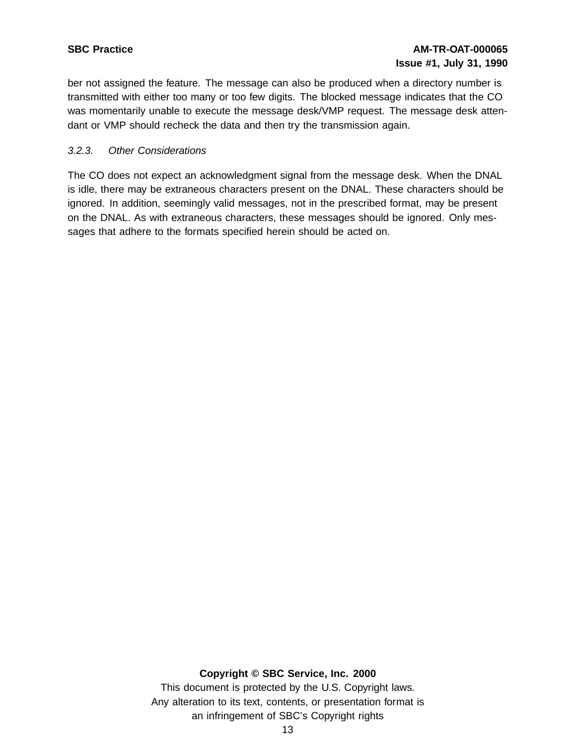ber not assigned the feature. The message can also be produced when a directory number is transmitted with either too many or too few digits. The blocked message indicates that the CO was momentarily unable to execute the message desk/VMP request. The message desk attendant or VMP should recheck the data and then try the transmission again.

### *3.2.3. Other Considerations*

The CO does not expect an acknowledgment signal from the message desk. When the DNAL is idle, there may be extraneous characters present on the DNAL. These characters should be ignored. In addition, seemingly valid messages, not in the prescribed format, may be present on the DNAL. As with extraneous characters, these messages should be ignored. Only messages that adhere to the formats specified herein should be acted on.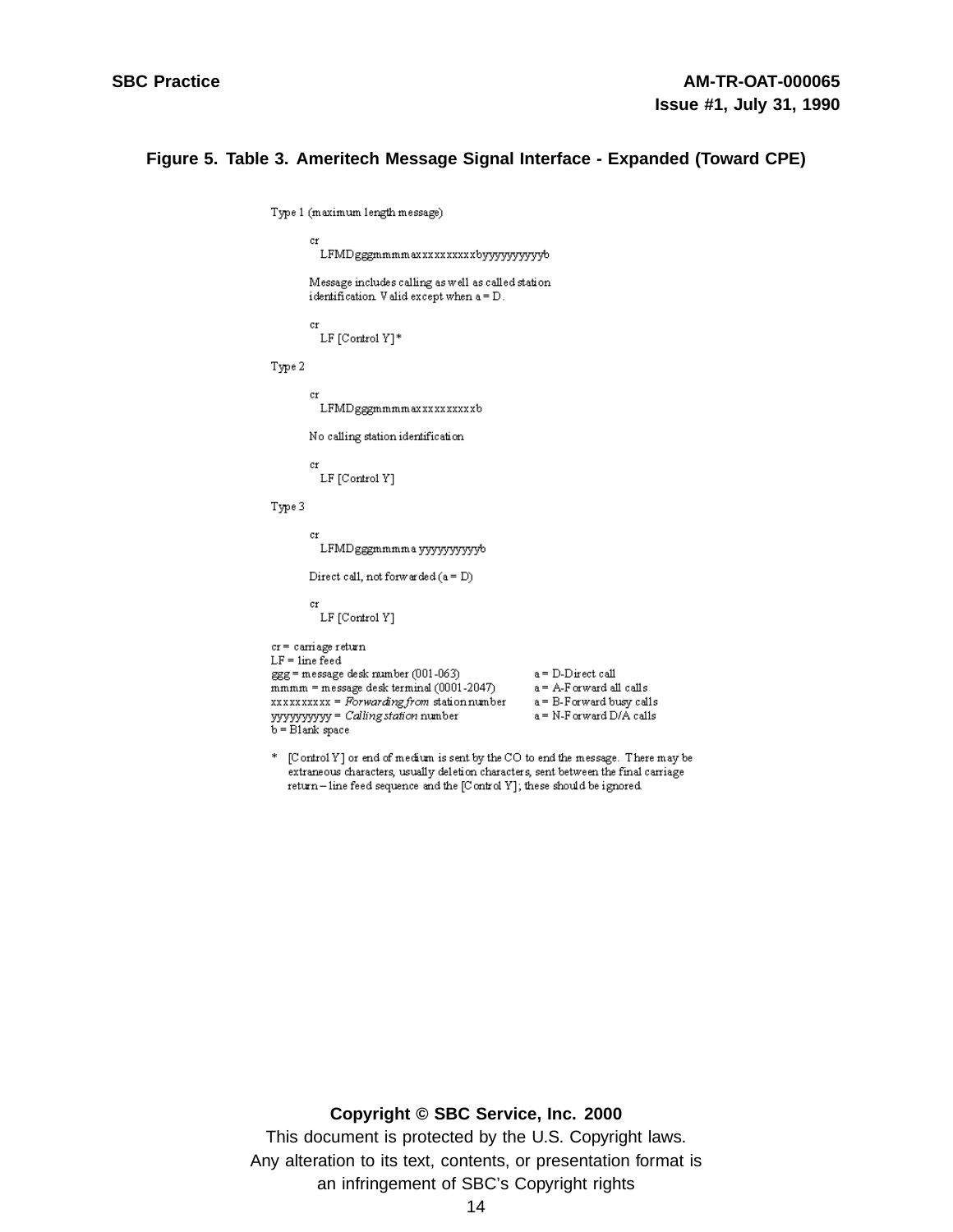**Figure 5. Table 3. Ameritech Message Signal Interface - Expanded (Toward CPE)**

Type 1 (maximum length message)

```
cr
  LFMDgggmmmmaxxxxxxxxxxbyyyyyyyyyyb
```

Message includes calling as well as called station identification. Valid except when a = D.

```
cr
  LF [Control Y]*
```

Type 2

```
cr
  LFMDgggmmmmaxxxxxxxxxxb
```

No calling station identification

```
cr
  LF [Control Y]
```

Type 3

```
cr
  LFMDgggmmmma yyyyyyyyyyb
```

Direct call, not forwarded (a = D)

```
cr
  LF [Control Y]
```

cr = carriage return
LF = line feed
ggg = message desk number (001-063)
mmmm = message desk terminal (0001-2047)
xxxxxxxxxx = *Forwarding from* station number
yyyyyyyyyy = *Calling station* number
b = Blank space

a = D-Direct call
a = A-Forward all calls
a = B-Forward busy calls
a = N-Forward D/A calls

\* [Control Y] or end of medium is sent by the CO to end the message. There may be extraneous characters, usually deletion characters, sent between the final carriage return – line feed sequence and the [Control Y]; these should be ignored.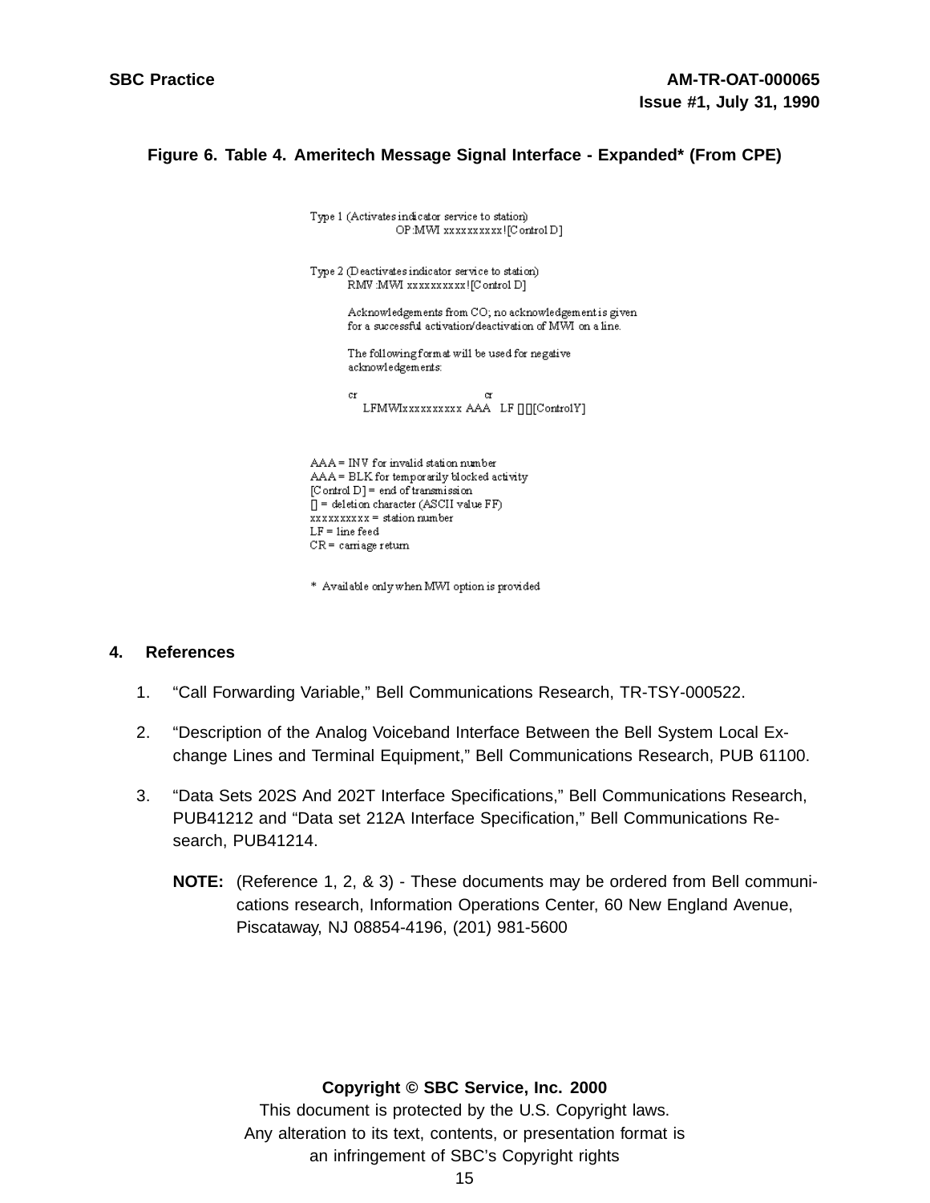**Figure 6. Table 4. Ameritech Message Signal Interface - Expanded* (From CPE)**

```
Type 1 (Activates indicator service to station)
                OP:MWI xxxxxxxxxx![Control D]

Type 2 (Deactivates indicator service to station)
        RMV:MWI xxxxxxxxxx![Control D]

        Acknowledgements from CO; no acknowledgement is given
        for a successful activation/deactivation of MWI on a line.

        The following format will be used for negative
        acknowledgements:

        cr                          cr
           LFMWIxxxxxxxxxx AAA   LF [][][ControlY]


AAA = INV for invalid station number
AAA = BLK for temporarily blocked activity
[Control D] = end of transmission
[] = deletion character (ASCII value FF)
xxxxxxxxxx = station number
LF = line feed
CR = carriage return


*  Available only when MWI option is provided
```

## 4. References

1. “Call Forwarding Variable,” Bell Communications Research, TR-TSY-000522.
2. “Description of the Analog Voiceband Interface Between the Bell System Local Exchange Lines and Terminal Equipment,” Bell Communications Research, PUB 61100.
3. “Data Sets 202S And 202T Interface Specifications,” Bell Communications Research, PUB41212 and “Data set 212A Interface Specification,” Bell Communications Research, PUB41214.

**NOTE:** (Reference 1, 2, & 3) - These documents may be ordered from Bell communications research, Information Operations Center, 60 New England Avenue, Piscataway, NJ 08854-4196, (201) 981-5600

**Copyright © SBC Service, Inc. 2000**
This document is protected by the U.S. Copyright laws.
Any alteration to its text, contents, or presentation format is
an infringement of SBC’s Copyright rights